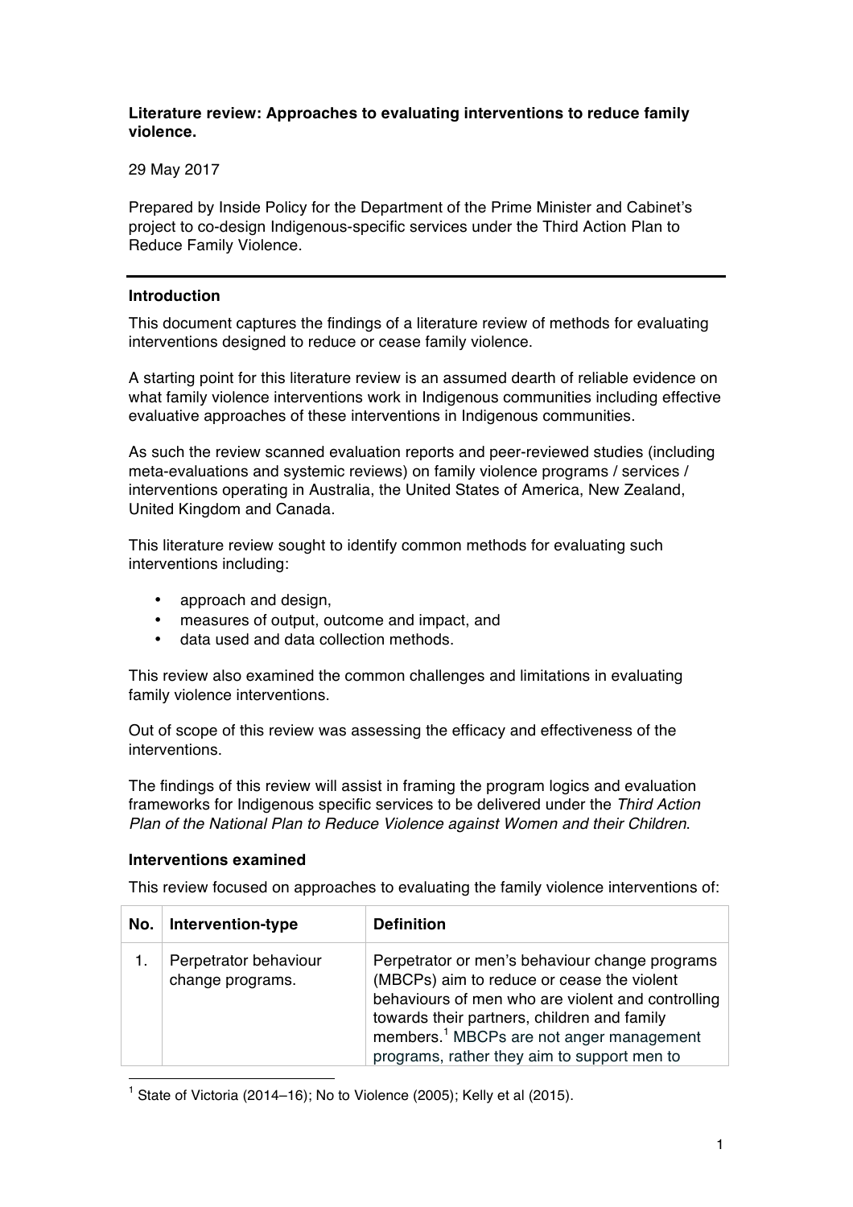**Literature review: Approaches to evaluating interventions to reduce family violence.**

29 May 2017

Prepared by Inside Policy for the Department of the Prime Minister and Cabinet's project to co-design Indigenous-specific services under the Third Action Plan to Reduce Family Violence.

---

## Introduction

This document captures the findings of a literature review of methods for evaluating interventions designed to reduce or cease family violence.

A starting point for this literature review is an assumed dearth of reliable evidence on what family violence interventions work in Indigenous communities including effective evaluative approaches of these interventions in Indigenous communities.

As such the review scanned evaluation reports and peer-reviewed studies (including meta-evaluations and systemic reviews) on family violence programs / services / interventions operating in Australia, the United States of America, New Zealand, United Kingdom and Canada.

This literature review sought to identify common methods for evaluating such interventions including:

- approach and design,
- measures of output, outcome and impact, and
- data used and data collection methods.

This review also examined the common challenges and limitations in evaluating family violence interventions.

Out of scope of this review was assessing the efficacy and effectiveness of the interventions.

The findings of this review will assist in framing the program logics and evaluation frameworks for Indigenous specific services to be delivered under the *Third Action Plan of the National Plan to Reduce Violence against Women and their Children*.

## Interventions examined

This review focused on approaches to evaluating the family violence interventions of:

| No. | Intervention-type | Definition |
|---|---|---|
| 1. | Perpetrator behaviour change programs. | Perpetrator or men's behaviour change programs (MBCPs) aim to reduce or cease the violent behaviours of men who are violent and controlling towards their partners, children and family members.[1] MBCPs are not anger management programs, rather they aim to support men to |

[1] State of Victoria (2014–16); No to Violence (2005); Kelly et al (2015).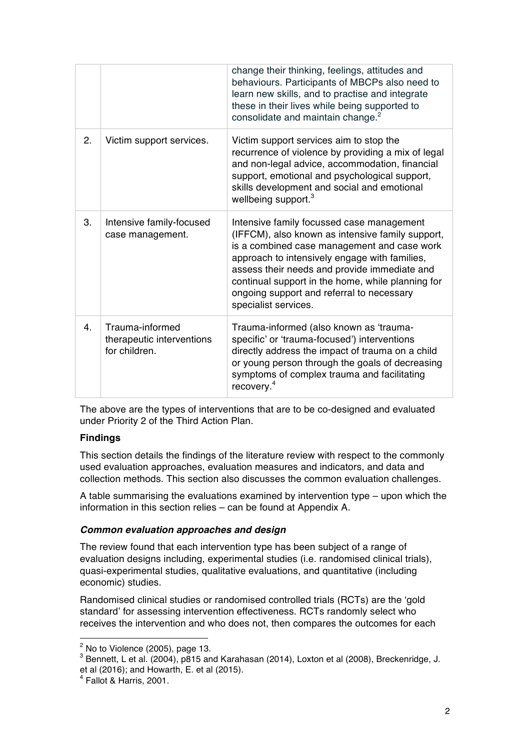| | | |
|---|---|---|
| | | change their thinking, feelings, attitudes and behaviours. Participants of MBCPs also need to learn new skills, and to practise and integrate these in their lives while being supported to consolidate and maintain change.[2] |
| 2. | Victim support services. | Victim support services aim to stop the recurrence of violence by providing a mix of legal and non-legal advice, accommodation, financial support, emotional and psychological support, skills development and social and emotional wellbeing support.[3] |
| 3. | Intensive family-focused case management. | Intensive family focussed case management (IFFCM), also known as intensive family support, is a combined case management and case work approach to intensively engage with families, assess their needs and provide immediate and continual support in the home, while planning for ongoing support and referral to necessary specialist services. |
| 4. | Trauma-informed therapeutic interventions for children. | Trauma-informed (also known as 'trauma-specific' or 'trauma-focused') interventions directly address the impact of trauma on a child or young person through the goals of decreasing symptoms of complex trauma and facilitating recovery.[4] |

The above are the types of interventions that are to be co-designed and evaluated under Priority 2 of the Third Action Plan.

**Findings**

This section details the findings of the literature review with respect to the commonly used evaluation approaches, evaluation measures and indicators, and data and collection methods. This section also discusses the common evaluation challenges.

A table summarising the evaluations examined by intervention type – upon which the information in this section relies – can be found at Appendix A.

***Common evaluation approaches and design***

The review found that each intervention type has been subject of a range of evaluation designs including, experimental studies (i.e. randomised clinical trials), quasi-experimental studies, qualitative evaluations, and quantitative (including economic) studies.

Randomised clinical studies or randomised controlled trials (RCTs) are the 'gold standard' for assessing intervention effectiveness. RCTs randomly select who receives the intervention and who does not, then compares the outcomes for each

[2] No to Violence (2005), page 13.
[3] Bennett, L et al. (2004), p815 and Karahasan (2014), Loxton et al (2008), Breckenridge, J. et al (2016); and Howarth, E. et al (2015).
[4] Fallot & Harris, 2001.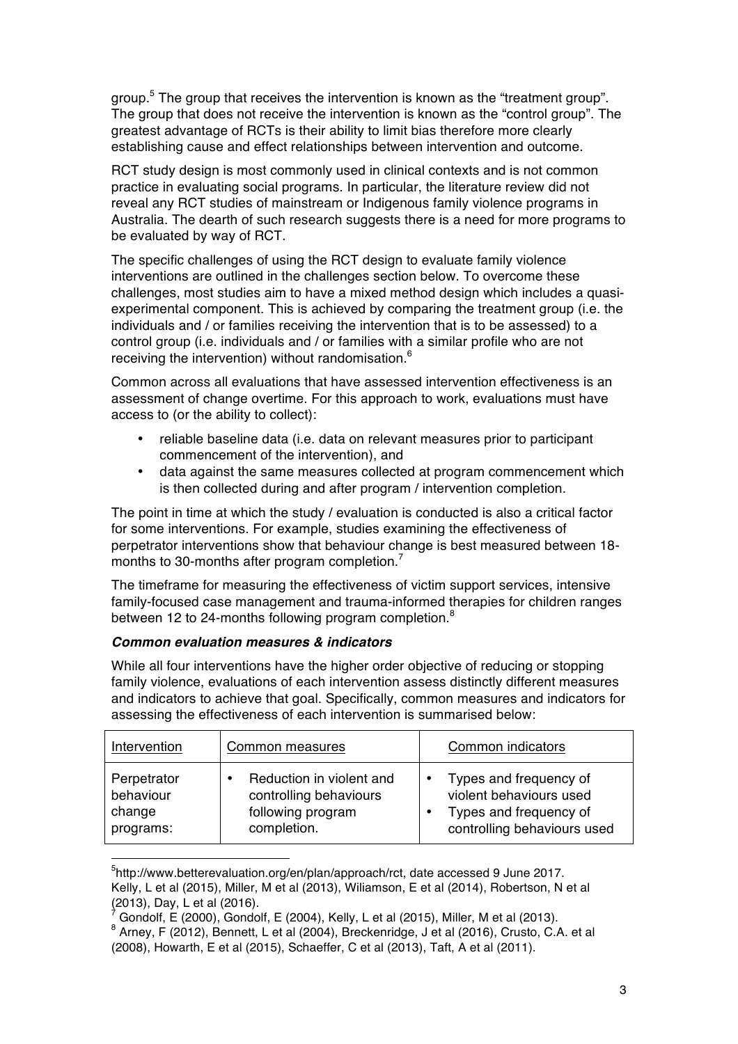group.[5] The group that receives the intervention is known as the "treatment group". The group that does not receive the intervention is known as the "control group". The greatest advantage of RCTs is their ability to limit bias therefore more clearly establishing cause and effect relationships between intervention and outcome.

RCT study design is most commonly used in clinical contexts and is not common practice in evaluating social programs. In particular, the literature review did not reveal any RCT studies of mainstream or Indigenous family violence programs in Australia. The dearth of such research suggests there is a need for more programs to be evaluated by way of RCT.

The specific challenges of using the RCT design to evaluate family violence interventions are outlined in the challenges section below. To overcome these challenges, most studies aim to have a mixed method design which includes a quasi-experimental component. This is achieved by comparing the treatment group (i.e. the individuals and / or families receiving the intervention that is to be assessed) to a control group (i.e. individuals and / or families with a similar profile who are not receiving the intervention) without randomisation.[6]

Common across all evaluations that have assessed intervention effectiveness is an assessment of change overtime. For this approach to work, evaluations must have access to (or the ability to collect):

- reliable baseline data (i.e. data on relevant measures prior to participant commencement of the intervention), and
- data against the same measures collected at program commencement which is then collected during and after program / intervention completion.

The point in time at which the study / evaluation is conducted is also a critical factor for some interventions. For example, studies examining the effectiveness of perpetrator interventions show that behaviour change is best measured between 18-months to 30-months after program completion.[7]

The timeframe for measuring the effectiveness of victim support services, intensive family-focused case management and trauma-informed therapies for children ranges between 12 to 24-months following program completion.[8]

***Common evaluation measures & indicators***

While all four interventions have the higher order objective of reducing or stopping family violence, evaluations of each intervention assess distinctly different measures and indicators to achieve that goal. Specifically, common measures and indicators for assessing the effectiveness of each intervention is summarised below:

| Intervention | Common measures | Common indicators |
|---|---|---|
| Perpetrator behaviour change programs: | • Reduction in violent and controlling behaviours following program completion. | • Types and frequency of violent behaviours used<br>• Types and frequency of controlling behaviours used |

---

[5] http://www.betterevaluation.org/en/plan/approach/rct, date accessed 9 June 2017.
[6] Kelly, L et al (2015), Miller, M et al (2013), Wiliamson, E et al (2014), Robertson, N et al (2013), Day, L et al (2016).
[7] Gondolf, E (2000), Gondolf, E (2004), Kelly, L et al (2015), Miller, M et al (2013).
[8] Arney, F (2012), Bennett, L et al (2004), Breckenridge, J et al (2016), Crusto, C.A. et al (2008), Howarth, E et al (2015), Schaeffer, C et al (2013), Taft, A et al (2011).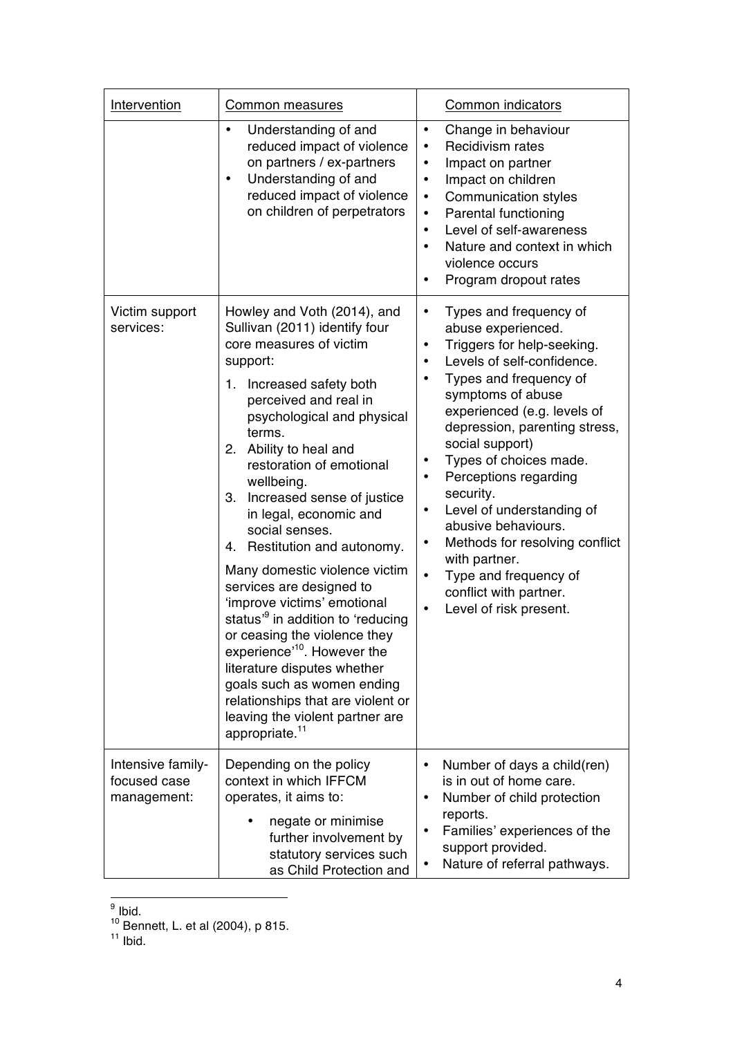| Intervention | Common measures | Common indicators |
|---|---|---|
| | • Understanding of and reduced impact of violence on partners / ex-partners<br>• Understanding of and reduced impact of violence on children of perpetrators | • Change in behaviour<br>• Recidivism rates<br>• Impact on partner<br>• Impact on children<br>• Communication styles<br>• Parental functioning<br>• Level of self-awareness<br>• Nature and context in which violence occurs<br>• Program dropout rates |
| Victim support services: | Howley and Voth (2014), and Sullivan (2011) identify four core measures of victim support:<br>1. Increased safety both perceived and real in psychological and physical terms.<br>2. Ability to heal and restoration of emotional wellbeing.<br>3. Increased sense of justice in legal, economic and social senses.<br>4. Restitution and autonomy.<br>Many domestic violence victim services are designed to 'improve victims' emotional status'[9] in addition to 'reducing or ceasing the violence they experience'[10]. However the literature disputes whether goals such as women ending relationships that are violent or leaving the violent partner are appropriate.[11] | • Types and frequency of abuse experienced.<br>• Triggers for help-seeking.<br>• Levels of self-confidence.<br>• Types and frequency of symptoms of abuse experienced (e.g. levels of depression, parenting stress, social support)<br>• Types of choices made.<br>• Perceptions regarding security.<br>• Level of understanding of abusive behaviours.<br>• Methods for resolving conflict with partner.<br>• Type and frequency of conflict with partner.<br>• Level of risk present. |
| Intensive family-focused case management: | Depending on the policy context in which IFFCM operates, it aims to:<br>• negate or minimise further involvement by statutory services such as Child Protection and | • Number of days a child(ren) is in out of home care.<br>• Number of child protection reports.<br>• Families' experiences of the support provided.<br>• Nature of referral pathways. |

[9] Ibid.
[10] Bennett, L. et al (2004), p 815.
[11] Ibid.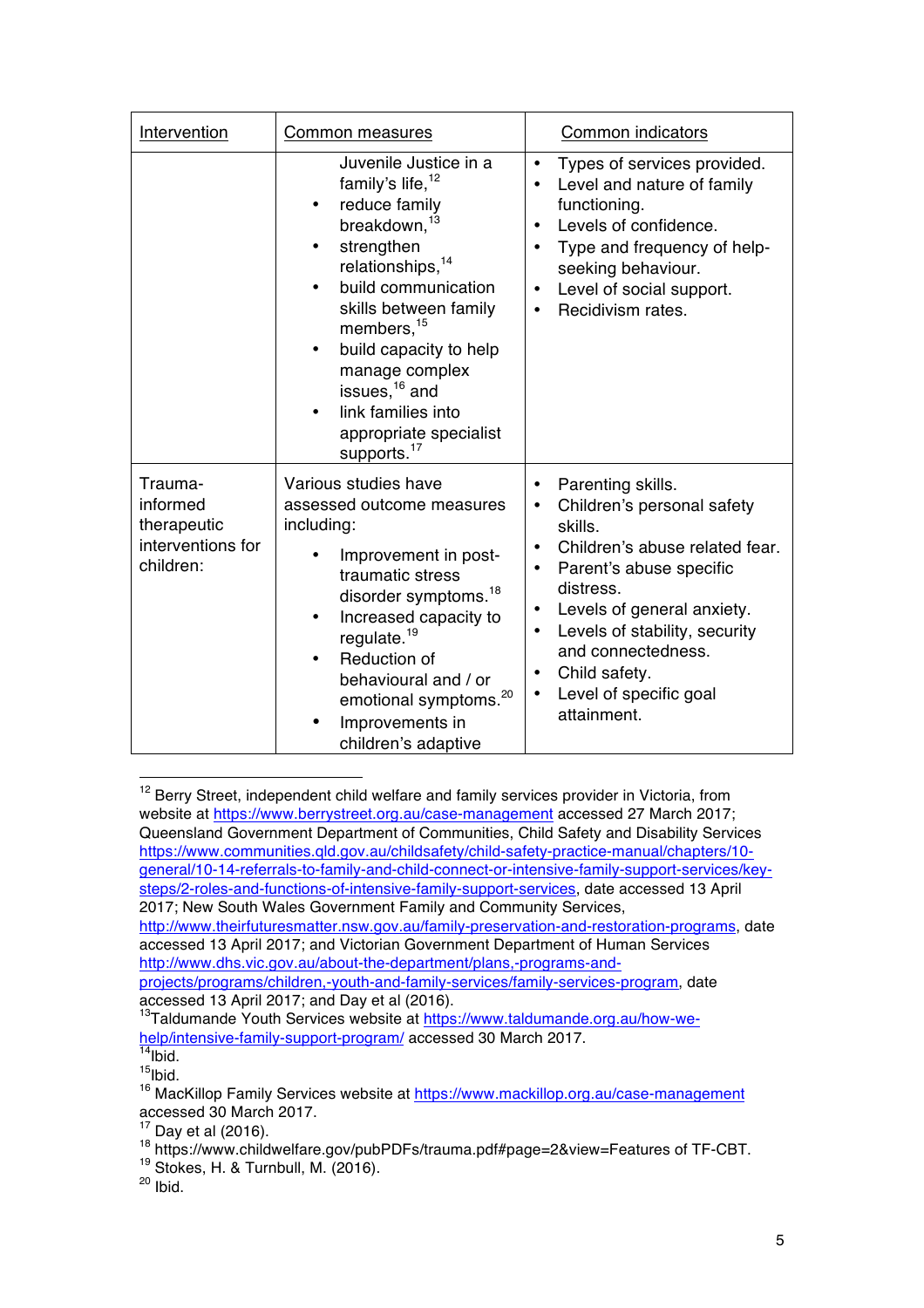| Intervention | Common measures | Common indicators |
|---|---|---|
| | Juvenile Justice in a family's life,[12]<br>• reduce family breakdown,[13]<br>• strengthen relationships,[14]<br>• build communication skills between family members,[15]<br>• build capacity to help manage complex issues,[16] and<br>• link families into appropriate specialist supports.[17] | • Types of services provided.<br>• Level and nature of family functioning.<br>• Levels of confidence.<br>• Type and frequency of help-seeking behaviour.<br>• Level of social support.<br>• Recidivism rates. |
| Trauma-informed therapeutic interventions for children: | Various studies have assessed outcome measures including:<br>• Improvement in post-traumatic stress disorder symptoms.[18]<br>• Increased capacity to regulate.[19]<br>• Reduction of behavioural and / or emotional symptoms.[20]<br>• Improvements in children's adaptive | • Parenting skills.<br>• Children's personal safety skills.<br>• Children's abuse related fear.<br>• Parent's abuse specific distress.<br>• Levels of general anxiety.<br>• Levels of stability, security and connectedness.<br>• Child safety.<br>• Level of specific goal attainment. |

---

[12] Berry Street, independent child welfare and family services provider in Victoria, from website at https://www.berrystreet.org.au/case-management accessed 27 March 2017; Queensland Government Department of Communities, Child Safety and Disability Services https://www.communities.qld.gov.au/childsafety/child-safety-practice-manual/chapters/10-general/10-14-referrals-to-family-and-child-connect-or-intensive-family-support-services/key-steps/2-roles-and-functions-of-intensive-family-support-services, date accessed 13 April 2017; New South Wales Government Family and Community Services, http://www.theirfuturesmatter.nsw.gov.au/family-preservation-and-restoration-programs, date accessed 13 April 2017; and Victorian Government Department of Human Services http://www.dhs.vic.gov.au/about-the-department/plans,-programs-and-projects/programs/children,-youth-and-family-services/family-services-program, date accessed 13 April 2017; and Day et al (2016).

[13] Taldumande Youth Services website at https://www.taldumande.org.au/how-we-help/intensive-family-support-program/ accessed 30 March 2017.

[14] Ibid.

[15] Ibid.

[16] MacKillop Family Services website at https://www.mackillop.org.au/case-management accessed 30 March 2017.

[17] Day et al (2016).

[18] https://www.childwelfare.gov/pubPDFs/trauma.pdf#page=2&view=Features of TF-CBT.

[19] Stokes, H. & Turnbull, M. (2016).

[20] Ibid.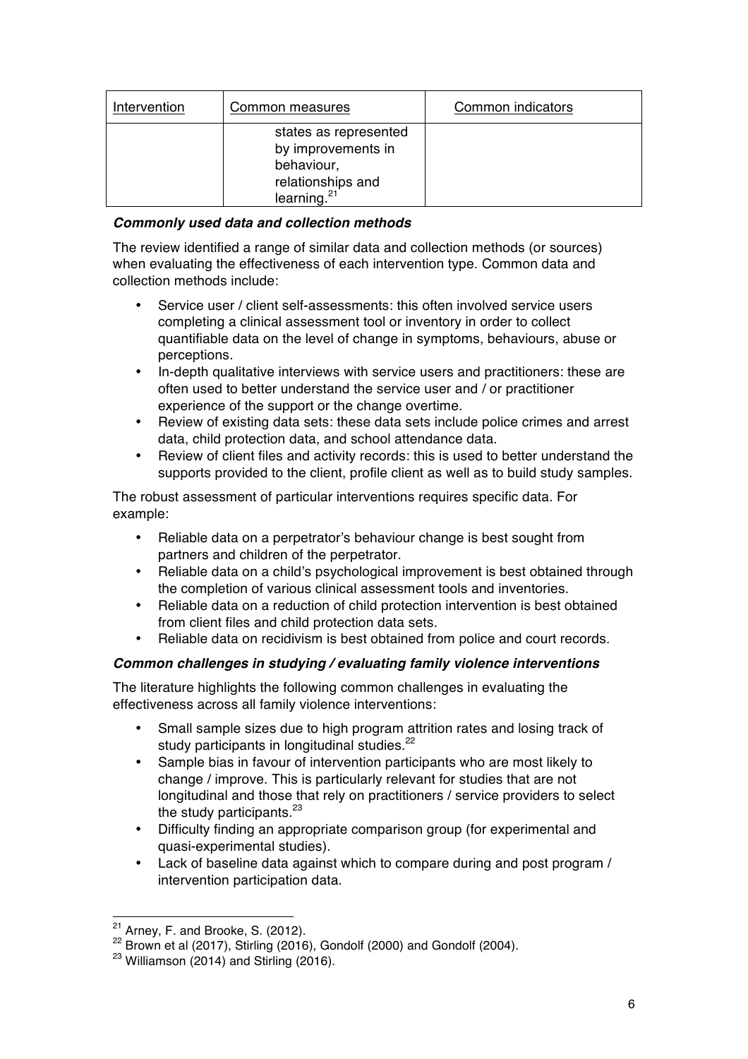| Intervention | Common measures | Common indicators |
|---|---|---|
| | states as represented by improvements in behaviour, relationships and learning.[21] | |

### *Commonly used data and collection methods*

The review identified a range of similar data and collection methods (or sources) when evaluating the effectiveness of each intervention type. Common data and collection methods include:

- Service user / client self-assessments: this often involved service users completing a clinical assessment tool or inventory in order to collect quantifiable data on the level of change in symptoms, behaviours, abuse or perceptions.
- In-depth qualitative interviews with service users and practitioners: these are often used to better understand the service user and / or practitioner experience of the support or the change overtime.
- Review of existing data sets: these data sets include police crimes and arrest data, child protection data, and school attendance data.
- Review of client files and activity records: this is used to better understand the supports provided to the client, profile client as well as to build study samples.

The robust assessment of particular interventions requires specific data. For example:

- Reliable data on a perpetrator's behaviour change is best sought from partners and children of the perpetrator.
- Reliable data on a child's psychological improvement is best obtained through the completion of various clinical assessment tools and inventories.
- Reliable data on a reduction of child protection intervention is best obtained from client files and child protection data sets.
- Reliable data on recidivism is best obtained from police and court records.

### *Common challenges in studying / evaluating family violence interventions*

The literature highlights the following common challenges in evaluating the effectiveness across all family violence interventions:

- Small sample sizes due to high program attrition rates and losing track of study participants in longitudinal studies.[22]
- Sample bias in favour of intervention participants who are most likely to change / improve. This is particularly relevant for studies that are not longitudinal and those that rely on practitioners / service providers to select the study participants.[23]
- Difficulty finding an appropriate comparison group (for experimental and quasi-experimental studies).
- Lack of baseline data against which to compare during and post program / intervention participation data.

---

[21] Arney, F. and Brooke, S. (2012).

[22] Brown et al (2017), Stirling (2016), Gondolf (2000) and Gondolf (2004).

[23] Williamson (2014) and Stirling (2016).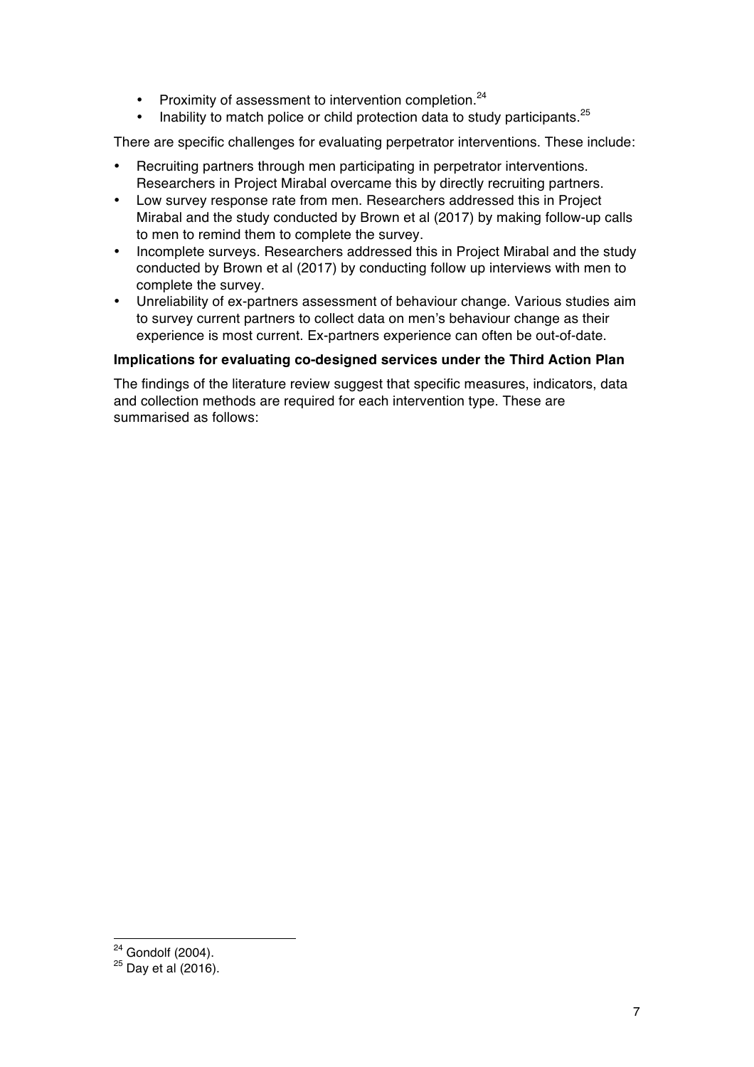- Proximity of assessment to intervention completion.[24]
- Inability to match police or child protection data to study participants.[25]

There are specific challenges for evaluating perpetrator interventions. These include:

- Recruiting partners through men participating in perpetrator interventions. Researchers in Project Mirabal overcame this by directly recruiting partners.
- Low survey response rate from men. Researchers addressed this in Project Mirabal and the study conducted by Brown et al (2017) by making follow-up calls to men to remind them to complete the survey.
- Incomplete surveys. Researchers addressed this in Project Mirabal and the study conducted by Brown et al (2017) by conducting follow up interviews with men to complete the survey.
- Unreliability of ex-partners assessment of behaviour change. Various studies aim to survey current partners to collect data on men's behaviour change as their experience is most current. Ex-partners experience can often be out-of-date.

**Implications for evaluating co-designed services under the Third Action Plan**

The findings of the literature review suggest that specific measures, indicators, data and collection methods are required for each intervention type. These are summarised as follows:

[24] Gondolf (2004).

[25] Day et al (2016).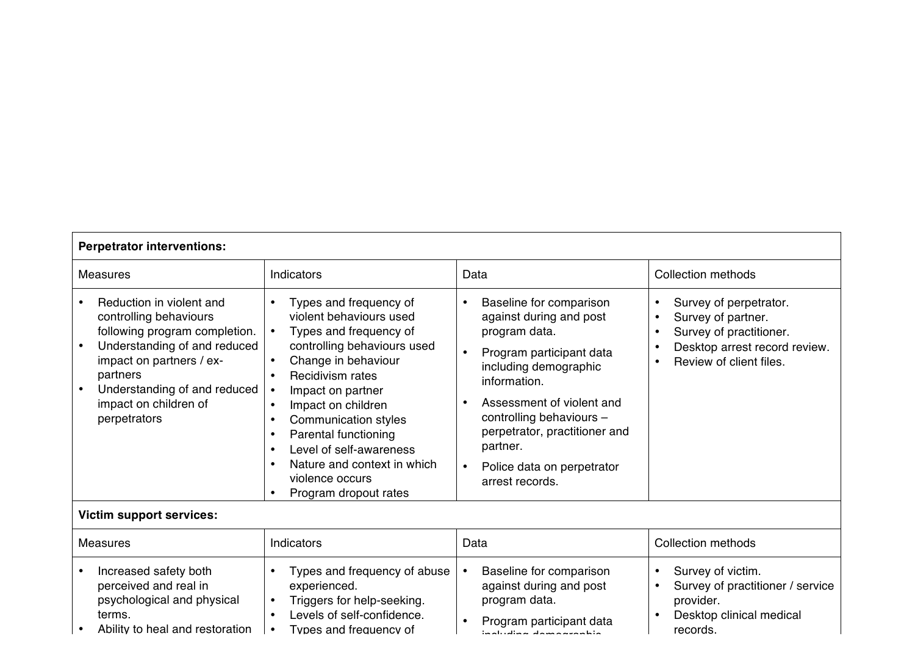| **Perpetrator interventions:** | | | |
|---|---|---|---|
| Measures | Indicators | Data | Collection methods |
| • Reduction in violent and controlling behaviours following program completion.<br>• Understanding of and reduced impact on partners / ex-partners<br>• Understanding of and reduced impact on children of perpetrators | • Types and frequency of violent behaviours used<br>• Types and frequency of controlling behaviours used<br>• Change in behaviour<br>• Recidivism rates<br>• Impact on partner<br>• Impact on children<br>• Communication styles<br>• Parental functioning<br>• Level of self-awareness<br>• Nature and context in which violence occurs<br>• Program dropout rates | • Baseline for comparison against during and post program data.<br>• Program participant data including demographic information.<br>• Assessment of violent and controlling behaviours – perpetrator, practitioner and partner.<br>• Police data on perpetrator arrest records. | • Survey of perpetrator.<br>• Survey of partner.<br>• Survey of practitioner.<br>• Desktop arrest record review.<br>• Review of client files. |
| **Victim support services:** | | | |
| Measures | Indicators | Data | Collection methods |
| • Increased safety both perceived and real in psychological and physical terms.<br>• Ability to heal and restoration | • Types and frequency of abuse experienced.<br>• Triggers for help-seeking.<br>• Levels of self-confidence.<br>• Types and frequency of | • Baseline for comparison against during and post program data.<br>• Program participant data including demographic | • Survey of victim.<br>• Survey of practitioner / service provider.<br>• Desktop clinical medical records. |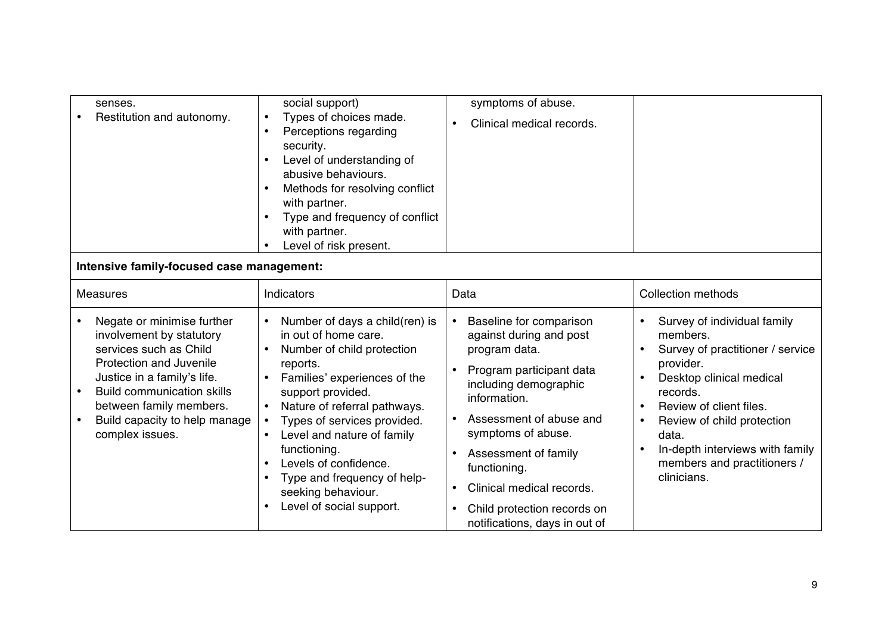| | | | |
|---|---|---|---|
| senses.<br>• Restitution and autonomy. | social support)<br>• Types of choices made.<br>• Perceptions regarding security.<br>• Level of understanding of abusive behaviours.<br>• Methods for resolving conflict with partner.<br>• Type and frequency of conflict with partner.<br>• Level of risk present. | symptoms of abuse.<br>• Clinical medical records. | |

**Intensive family-focused case management:**

| Measures | Indicators | Data | Collection methods |
|---|---|---|---|
| • Negate or minimise further involvement by statutory services such as Child Protection and Juvenile Justice in a family's life.<br>• Build communication skills between family members.<br>• Build capacity to help manage complex issues. | • Number of days a child(ren) is in out of home care.<br>• Number of child protection reports.<br>• Families' experiences of the support provided.<br>• Nature of referral pathways.<br>• Types of services provided.<br>• Level and nature of family functioning.<br>• Levels of confidence.<br>• Type and frequency of help-seeking behaviour.<br>• Level of social support. | • Baseline for comparison against during and post program data.<br>• Program participant data including demographic information.<br>• Assessment of abuse and symptoms of abuse.<br>• Assessment of family functioning.<br>• Clinical medical records.<br>• Child protection records on notifications, days in out of | • Survey of individual family members.<br>• Survey of practitioner / service provider.<br>• Desktop clinical medical records.<br>• Review of client files.<br>• Review of child protection data.<br>• In-depth interviews with family members and practitioners / clinicians. |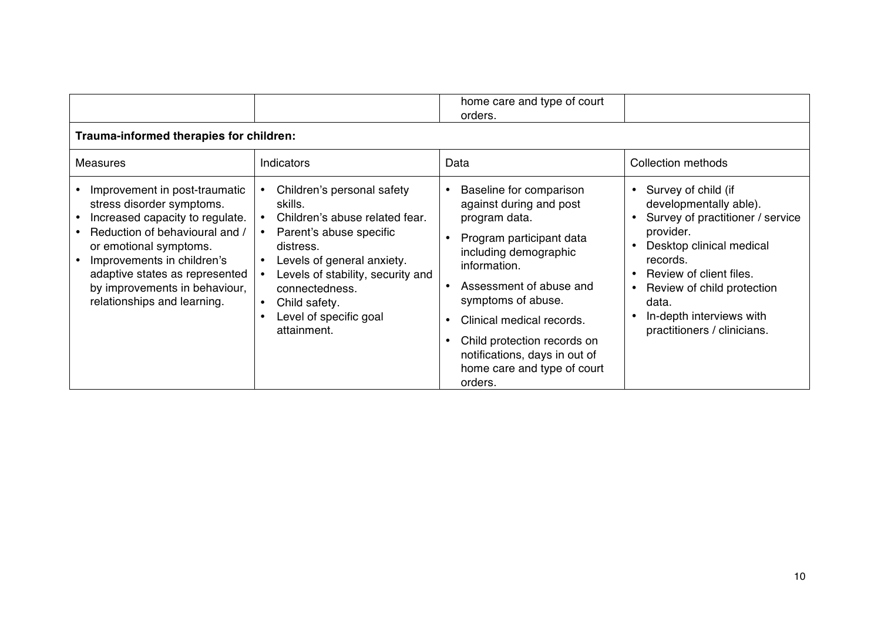| | | home care and type of court orders. | |
|---|---|---|---|

**Trauma-informed therapies for children:**

| Measures | Indicators | Data | Collection methods |
|---|---|---|---|
| • Improvement in post-traumatic stress disorder symptoms.<br>• Increased capacity to regulate.<br>• Reduction of behavioural and / or emotional symptoms.<br>• Improvements in children's adaptive states as represented by improvements in behaviour, relationships and learning. | • Children's personal safety skills.<br>• Children's abuse related fear.<br>• Parent's abuse specific distress.<br>• Levels of general anxiety.<br>• Levels of stability, security and connectedness.<br>• Child safety.<br>• Level of specific goal attainment. | • Baseline for comparison against during and post program data.<br>• Program participant data including demographic information.<br>• Assessment of abuse and symptoms of abuse.<br>• Clinical medical records.<br>• Child protection records on notifications, days in out of home care and type of court orders. | • Survey of child (if developmentally able).<br>• Survey of practitioner / service provider.<br>• Desktop clinical medical records.<br>• Review of client files.<br>• Review of child protection data.<br>• In-depth interviews with practitioners / clinicians. |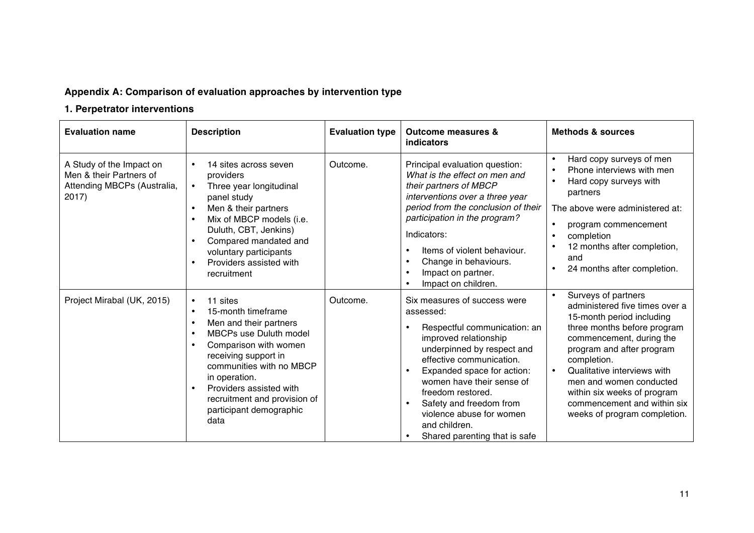**Appendix A: Comparison of evaluation approaches by intervention type**

**1. Perpetrator interventions**

| **Evaluation name** | **Description** | **Evaluation type** | **Outcome measures & indicators** | **Methods & sources** |
|---|---|---|---|---|
| A Study of the Impact on Men & their Partners of Attending MBCPs (Australia, 2017) | • 14 sites across seven providers<br>• Three year longitudinal panel study<br>• Men & their partners<br>• Mix of MBCP models (i.e. Duluth, CBT, Jenkins)<br>• Compared mandated and voluntary participants<br>• Providers assisted with recruitment | Outcome. | Principal evaluation question: *What is the effect on men and their partners of MBCP interventions over a three year period from the conclusion of their participation in the program?*<br>Indicators:<br>• Items of violent behaviour.<br>• Change in behaviours.<br>• Impact on partner.<br>• Impact on children. | • Hard copy surveys of men<br>• Phone interviews with men<br>• Hard copy surveys with partners<br>The above were administered at:<br>• program commencement<br>• completion<br>• 12 months after completion, and<br>• 24 months after completion. |
| Project Mirabal (UK, 2015) | • 11 sites<br>• 15-month timeframe<br>• Men and their partners<br>• MBCPs use Duluth model<br>• Comparison with women receiving support in communities with no MBCP in operation.<br>• Providers assisted with recruitment and provision of participant demographic data | Outcome. | Six measures of success were assessed:<br>• Respectful communication: an improved relationship underpinned by respect and effective communication.<br>• Expanded space for action: women have their sense of freedom restored.<br>• Safety and freedom from violence abuse for women and children.<br>• Shared parenting that is safe | • Surveys of partners administered five times over a 15-month period including three months before program commencement, during the program and after program completion.<br>• Qualitative interviews with men and women conducted within six weeks of program commencement and within six weeks of program completion. |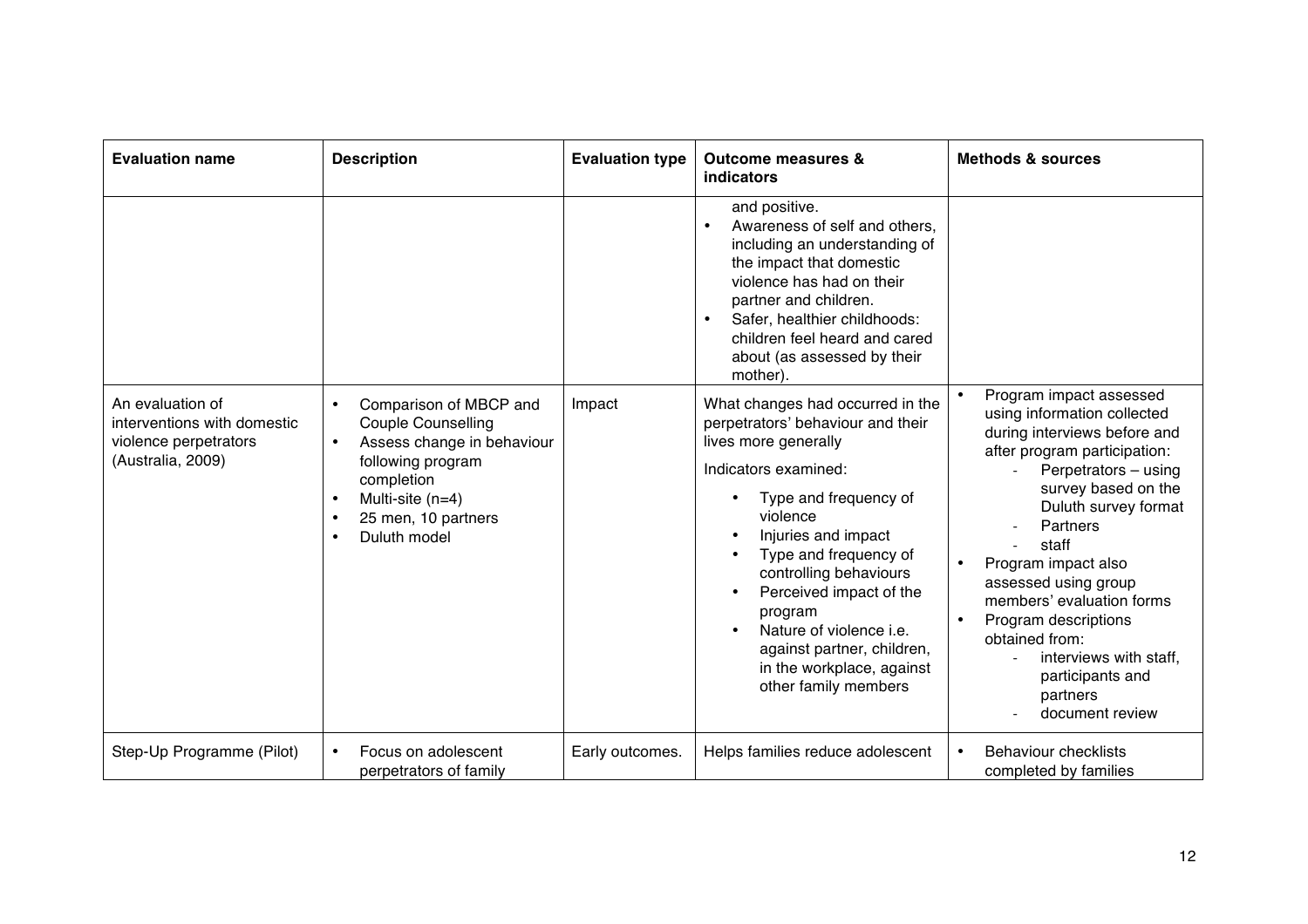| Evaluation name | Description | Evaluation type | Outcome measures & indicators | Methods & sources |
|---|---|---|---|---|
| | | | and positive.<br>• Awareness of self and others, including an understanding of the impact that domestic violence has had on their partner and children.<br>• Safer, healthier childhoods: children feel heard and cared about (as assessed by their mother). | |
| An evaluation of interventions with domestic violence perpetrators (Australia, 2009) | • Comparison of MBCP and Couple Counselling<br>• Assess change in behaviour following program completion<br>• Multi-site (n=4)<br>• 25 men, 10 partners<br>• Duluth model | Impact | What changes had occurred in the perpetrators' behaviour and their lives more generally<br><br>Indicators examined:<br>• Type and frequency of violence<br>• Injuries and impact<br>• Type and frequency of controlling behaviours<br>• Perceived impact of the program<br>• Nature of violence i.e. against partner, children, in the workplace, against other family members | • Program impact assessed using information collected during interviews before and after program participation:<br>  - Perpetrators – using survey based on the Duluth survey format<br>  - Partners<br>  - staff<br>• Program impact also assessed using group members' evaluation forms<br>• Program descriptions obtained from:<br>  - interviews with staff, participants and partners<br>  - document review |
| Step-Up Programme (Pilot) | • Focus on adolescent perpetrators of family | Early outcomes. | Helps families reduce adolescent | • Behaviour checklists completed by families |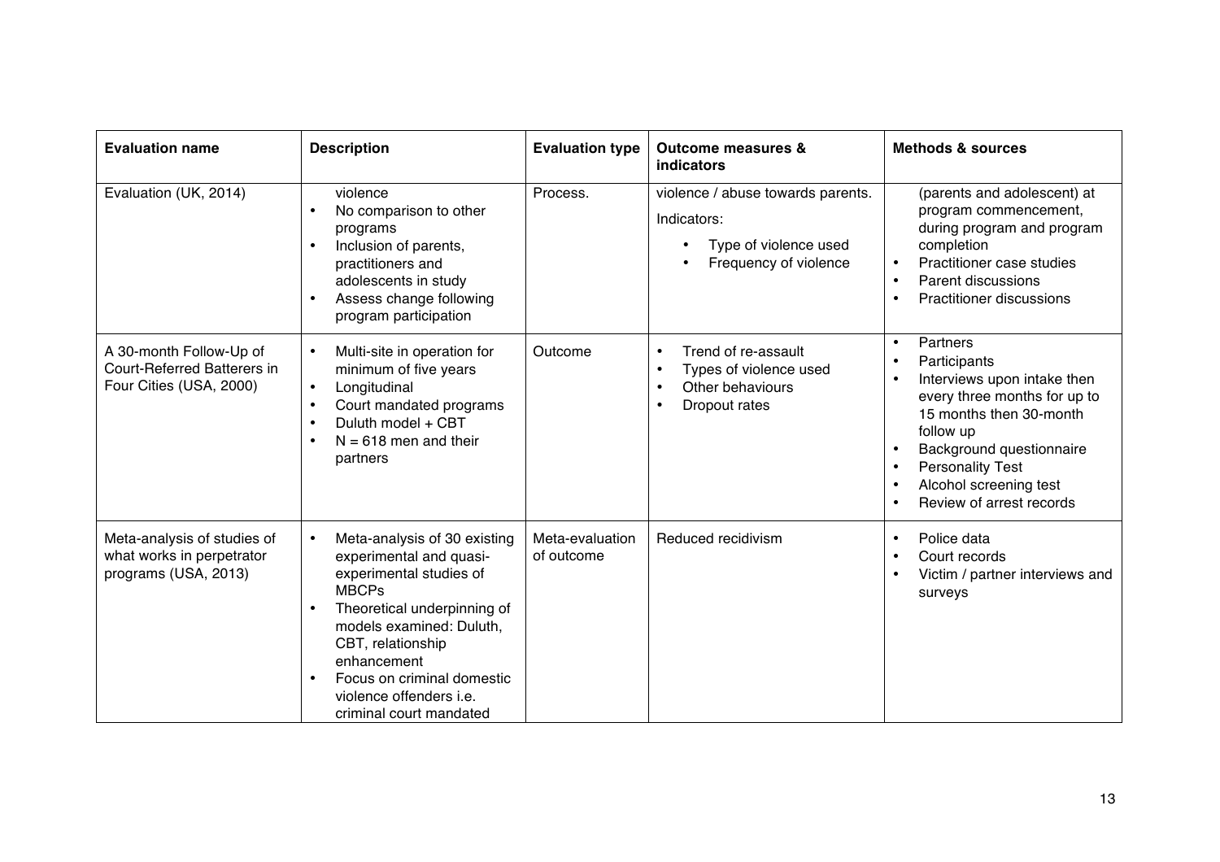| Evaluation name | Description | Evaluation type | Outcome measures & indicators | Methods & sources |
|---|---|---|---|---|
| Evaluation (UK, 2014) | violence<br>• No comparison to other programs<br>• Inclusion of parents, practitioners and adolescents in study<br>• Assess change following program participation | Process. | violence / abuse towards parents.<br>Indicators:<br>• Type of violence used<br>• Frequency of violence | (parents and adolescent) at program commencement, during program and program completion<br>• Practitioner case studies<br>• Parent discussions<br>• Practitioner discussions |
| A 30-month Follow-Up of Court-Referred Batterers in Four Cities (USA, 2000) | • Multi-site in operation for minimum of five years<br>• Longitudinal<br>• Court mandated programs<br>• Duluth model + CBT<br>• N = 618 men and their partners | Outcome | • Trend of re-assault<br>• Types of violence used<br>• Other behaviours<br>• Dropout rates | • Partners<br>• Participants<br>• Interviews upon intake then every three months for up to 15 months then 30-month follow up<br>• Background questionnaire<br>• Personality Test<br>• Alcohol screening test<br>• Review of arrest records |
| Meta-analysis of studies of what works in perpetrator programs (USA, 2013) | • Meta-analysis of 30 existing experimental and quasi-experimental studies of MBCPs<br>• Theoretical underpinning of models examined: Duluth, CBT, relationship enhancement<br>• Focus on criminal domestic violence offenders i.e. criminal court mandated | Meta-evaluation of outcome | Reduced recidivism | • Police data<br>• Court records<br>• Victim / partner interviews and surveys |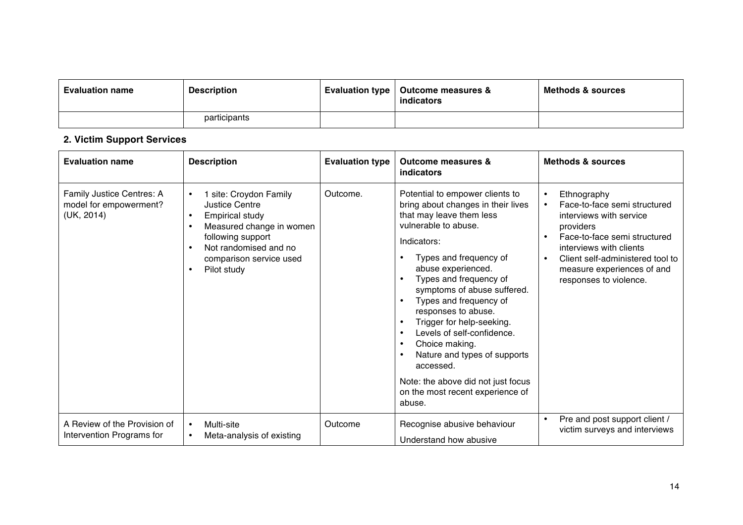| Evaluation name | Description | Evaluation type | Outcome measures & indicators | Methods & sources |
|---|---|---|---|---|
| | participants | | | |

## 2. Victim Support Services

| Evaluation name | Description | Evaluation type | Outcome measures & indicators | Methods & sources |
|---|---|---|---|---|
| Family Justice Centres: A model for empowerment? (UK, 2014) | • 1 site: Croydon Family Justice Centre<br>• Empirical study<br>• Measured change in women following support<br>• Not randomised and no comparison service used<br>• Pilot study | Outcome. | Potential to empower clients to bring about changes in their lives that may leave them less vulnerable to abuse.<br><br>Indicators:<br>• Types and frequency of abuse experienced.<br>• Types and frequency of symptoms of abuse suffered.<br>• Types and frequency of responses to abuse.<br>• Trigger for help-seeking.<br>• Levels of self-confidence.<br>• Choice making.<br>• Nature and types of supports accessed.<br><br>Note: the above did not just focus on the most recent experience of abuse. | • Ethnography<br>• Face-to-face semi structured interviews with service providers<br>• Face-to-face semi structured interviews with clients<br>• Client self-administered tool to measure experiences of and responses to violence. |
| A Review of the Provision of Intervention Programs for | • Multi-site<br>• Meta-analysis of existing | Outcome | Recognise abusive behaviour<br><br>Understand how abusive | • Pre and post support client / victim surveys and interviews |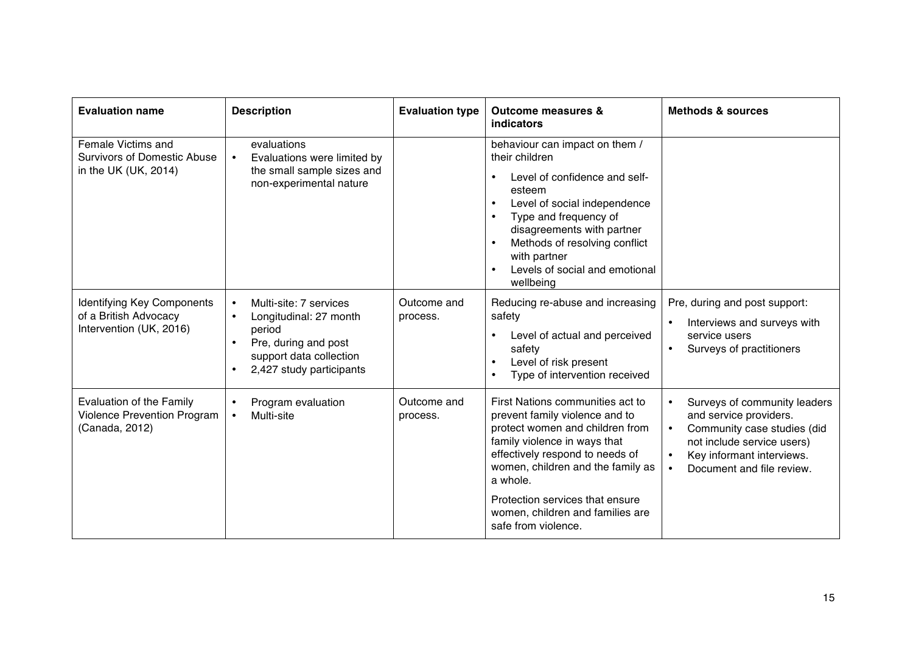| Evaluation name | Description | Evaluation type | Outcome measures & indicators | Methods & sources |
|---|---|---|---|---|
| Female Victims and Survivors of Domestic Abuse in the UK (UK, 2014) | evaluations<br>• Evaluations were limited by the small sample sizes and non-experimental nature | | behaviour can impact on them / their children<br>• Level of confidence and self-esteem<br>• Level of social independence<br>• Type and frequency of disagreements with partner<br>• Methods of resolving conflict with partner<br>• Levels of social and emotional wellbeing | |
| Identifying Key Components of a British Advocacy Intervention (UK, 2016) | • Multi-site: 7 services<br>• Longitudinal: 27 month period<br>• Pre, during and post support data collection<br>• 2,427 study participants | Outcome and process. | Reducing re-abuse and increasing safety<br>• Level of actual and perceived safety<br>• Level of risk present<br>• Type of intervention received | Pre, during and post support:<br>• Interviews and surveys with service users<br>• Surveys of practitioners |
| Evaluation of the Family Violence Prevention Program (Canada, 2012) | • Program evaluation<br>• Multi-site | Outcome and process. | First Nations communities act to prevent family violence and to protect women and children from family violence in ways that effectively respond to needs of women, children and the family as a whole.<br>Protection services that ensure women, children and families are safe from violence. | • Surveys of community leaders and service providers.<br>• Community case studies (did not include service users)<br>• Key informant interviews.<br>• Document and file review. |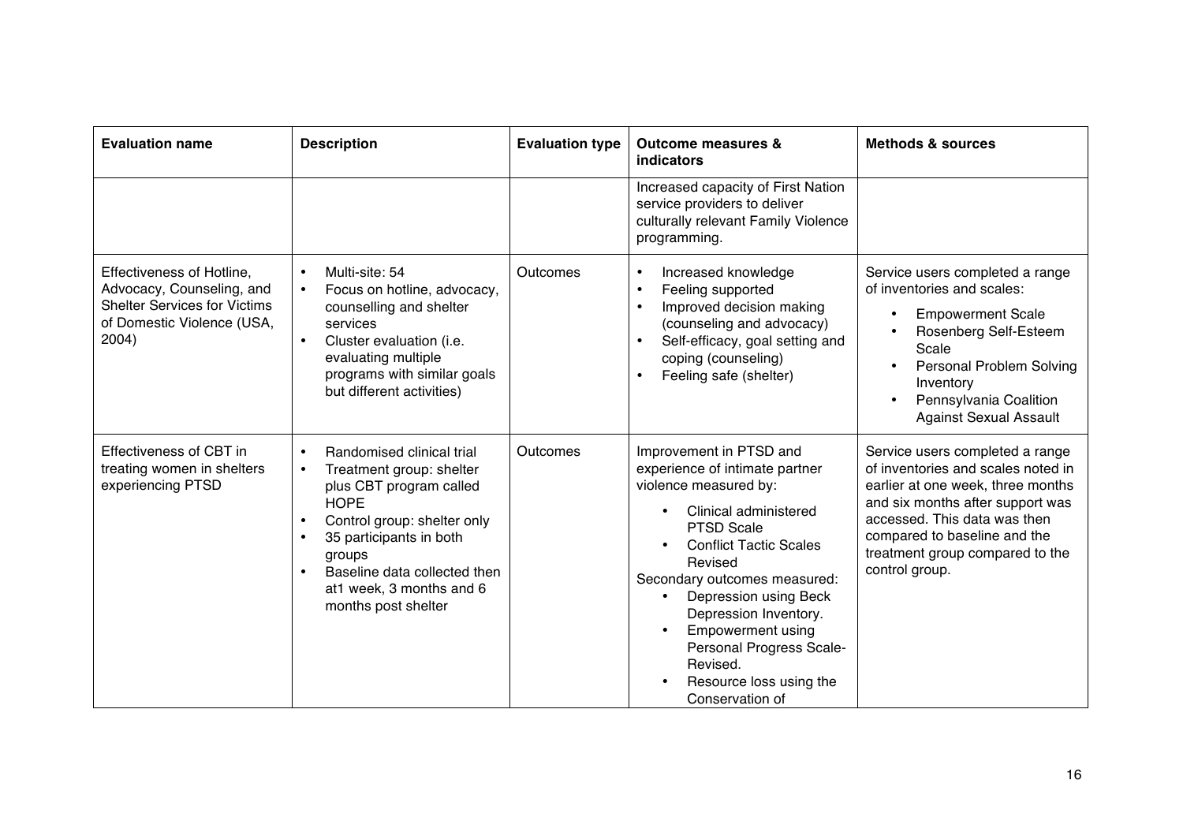| Evaluation name | Description | Evaluation type | Outcome measures & indicators | Methods & sources |
|---|---|---|---|---|
| | | | Increased capacity of First Nation service providers to deliver culturally relevant Family Violence programming. | |
| Effectiveness of Hotline, Advocacy, Counseling, and Shelter Services for Victims of Domestic Violence (USA, 2004) | • Multi-site: 54<br>• Focus on hotline, advocacy, counselling and shelter services<br>• Cluster evaluation (i.e. evaluating multiple programs with similar goals but different activities) | Outcomes | • Increased knowledge<br>• Feeling supported<br>• Improved decision making (counseling and advocacy)<br>• Self-efficacy, goal setting and coping (counseling)<br>• Feeling safe (shelter) | Service users completed a range of inventories and scales:<br>• Empowerment Scale<br>• Rosenberg Self-Esteem Scale<br>• Personal Problem Solving Inventory<br>• Pennsylvania Coalition Against Sexual Assault |
| Effectiveness of CBT in treating women in shelters experiencing PTSD | • Randomised clinical trial<br>• Treatment group: shelter plus CBT program called HOPE<br>• Control group: shelter only<br>• 35 participants in both groups<br>• Baseline data collected then at1 week, 3 months and 6 months post shelter | Outcomes | Improvement in PTSD and experience of intimate partner violence measured by:<br>• Clinical administered PTSD Scale<br>• Conflict Tactic Scales Revised<br>Secondary outcomes measured:<br>• Depression using Beck Depression Inventory.<br>• Empowerment using Personal Progress Scale-Revised.<br>• Resource loss using the Conservation of | Service users completed a range of inventories and scales noted in earlier at one week, three months and six months after support was accessed. This data was then compared to baseline and the treatment group compared to the control group. |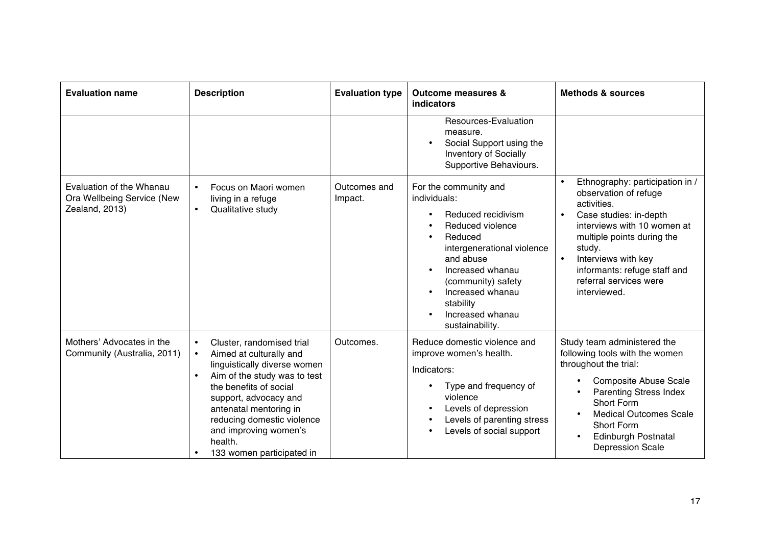| Evaluation name | Description | Evaluation type | Outcome measures & indicators | Methods & sources |
|---|---|---|---|---|
| | | | Resources-Evaluation measure.<br>• Social Support using the Inventory of Socially Supportive Behaviours. | |
| Evaluation of the Whanau Ora Wellbeing Service (New Zealand, 2013) | • Focus on Maori women living in a refuge<br>• Qualitative study | Outcomes and Impact. | For the community and individuals:<br>• Reduced recidivism<br>• Reduced violence<br>• Reduced intergenerational violence and abuse<br>• Increased whanau (community) safety<br>• Increased whanau stability<br>• Increased whanau sustainability. | • Ethnography: participation in / observation of refuge activities.<br>• Case studies: in-depth interviews with 10 women at multiple points during the study.<br>• Interviews with key informants: refuge staff and referral services were interviewed. |
| Mothers' Advocates in the Community (Australia, 2011) | • Cluster, randomised trial<br>• Aimed at culturally and linguistically diverse women<br>• Aim of the study was to test the benefits of social support, advocacy and antenatal mentoring in reducing domestic violence and improving women's health.<br>• 133 women participated in | Outcomes. | Reduce domestic violence and improve women's health.<br>Indicators:<br>• Type and frequency of violence<br>• Levels of depression<br>• Levels of parenting stress<br>• Levels of social support | Study team administered the following tools with the women throughout the trial:<br>• Composite Abuse Scale<br>• Parenting Stress Index Short Form<br>• Medical Outcomes Scale Short Form<br>• Edinburgh Postnatal Depression Scale |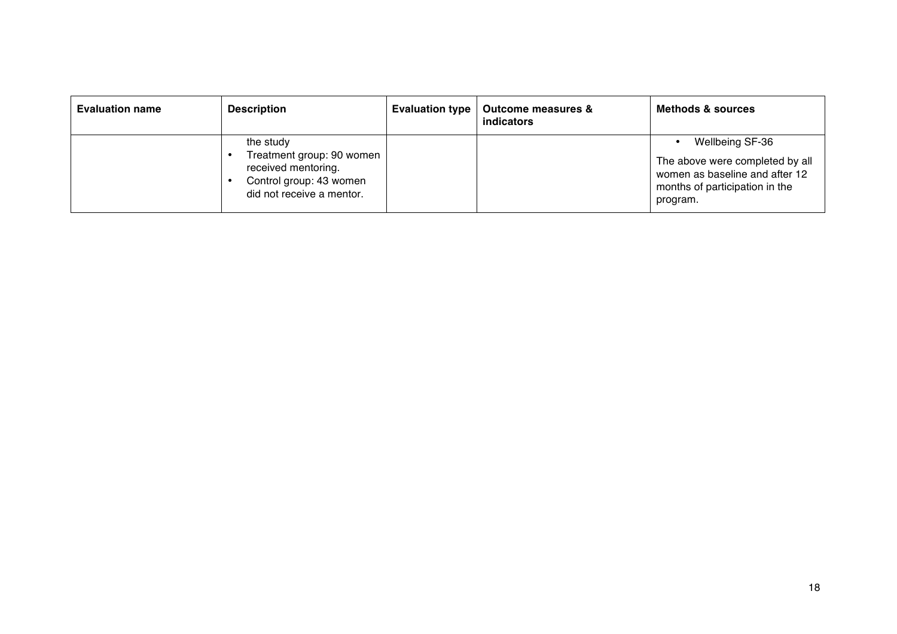| Evaluation name | Description | Evaluation type | Outcome measures & indicators | Methods & sources |
|---|---|---|---|---|
| | the study<br>• Treatment group: 90 women received mentoring.<br>• Control group: 43 women did not receive a mentor. | | | • Wellbeing SF-36<br>The above were completed by all women as baseline and after 12 months of participation in the program. |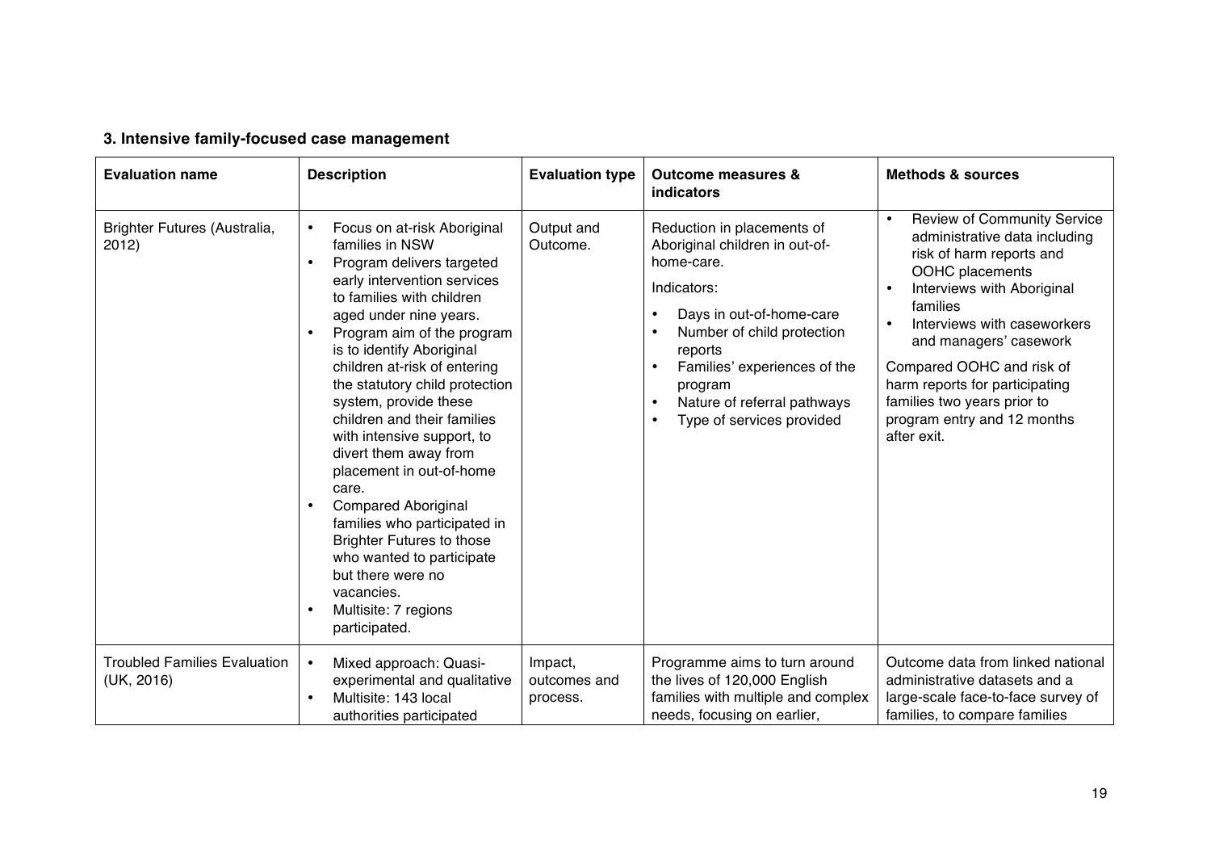### 3. Intensive family-focused case management

| Evaluation name | Description | Evaluation type | Outcome measures & indicators | Methods & sources |
|---|---|---|---|---|
| Brighter Futures (Australia, 2012) | • Focus on at-risk Aboriginal families in NSW<br>• Program delivers targeted early intervention services to families with children aged under nine years.<br>• Program aim of the program is to identify Aboriginal children at-risk of entering the statutory child protection system, provide these children and their families with intensive support, to divert them away from placement in out-of-home care.<br>• Compared Aboriginal families who participated in Brighter Futures to those who wanted to participate but there were no vacancies.<br>• Multisite: 7 regions participated. | Output and Outcome. | Reduction in placements of Aboriginal children in out-of-home-care.<br><br>Indicators:<br>• Days in out-of-home-care<br>• Number of child protection reports<br>• Families' experiences of the program<br>• Nature of referral pathways<br>• Type of services provided | • Review of Community Service administrative data including risk of harm reports and OOHC placements<br>• Interviews with Aboriginal families<br>• Interviews with caseworkers and managers' casework<br><br>Compared OOHC and risk of harm reports for participating families two years prior to program entry and 12 months after exit. |
| Troubled Families Evaluation (UK, 2016) | • Mixed approach: Quasi-experimental and qualitative<br>• Multisite: 143 local authorities participated | Impact, outcomes and process. | Programme aims to turn around the lives of 120,000 English families with multiple and complex needs, focusing on earlier, | Outcome data from linked national administrative datasets and a large-scale face-to-face survey of families, to compare families |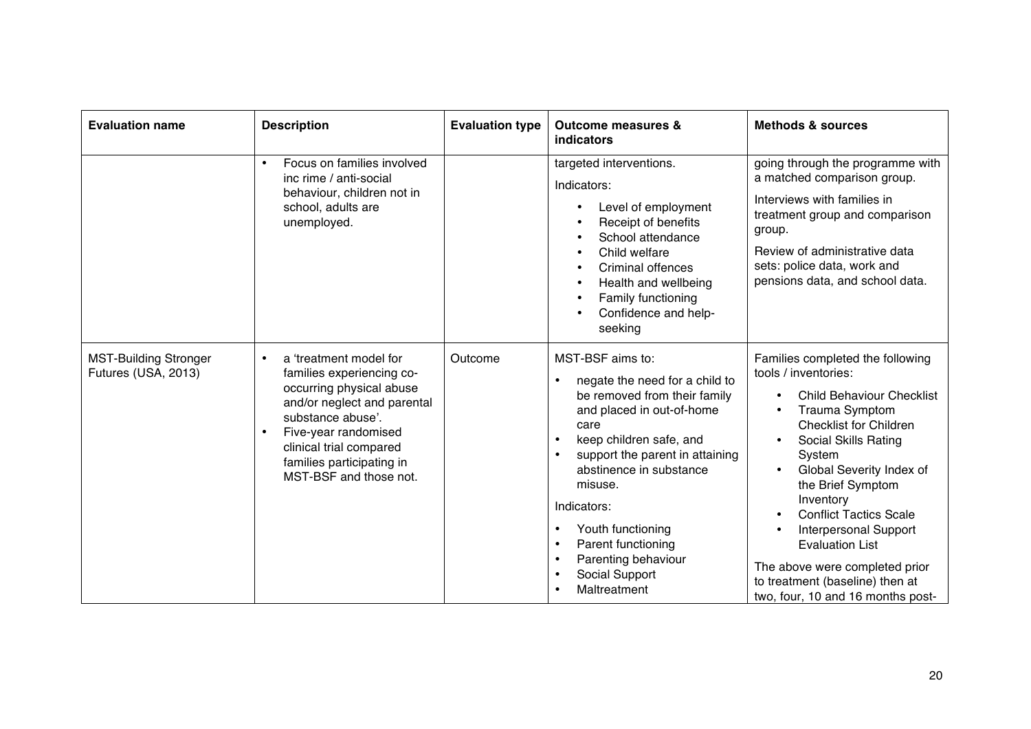| Evaluation name | Description | Evaluation type | Outcome measures & indicators | Methods & sources |
|---|---|---|---|---|
| | • Focus on families involved inc rime / anti-social behaviour, children not in school, adults are unemployed. | | targeted interventions.<br><br>Indicators:<br>• Level of employment<br>• Receipt of benefits<br>• School attendance<br>• Child welfare<br>• Criminal offences<br>• Health and wellbeing<br>• Family functioning<br>• Confidence and help-seeking | going through the programme with a matched comparison group.<br><br>Interviews with families in treatment group and comparison group.<br><br>Review of administrative data sets: police data, work and pensions data, and school data. |
| MST-Building Stronger Futures (USA, 2013) | • a 'treatment model for families experiencing co-occurring physical abuse and/or neglect and parental substance abuse'.<br>• Five-year randomised clinical trial compared families participating in MST-BSF and those not. | Outcome | MST-BSF aims to:<br>• negate the need for a child to be removed from their family and placed in out-of-home care<br>• keep children safe, and<br>• support the parent in attaining abstinence in substance misuse.<br><br>Indicators:<br>• Youth functioning<br>• Parent functioning<br>• Parenting behaviour<br>• Social Support<br>• Maltreatment | Families completed the following tools / inventories:<br>• Child Behaviour Checklist<br>• Trauma Symptom Checklist for Children<br>• Social Skills Rating System<br>• Global Severity Index of the Brief Symptom Inventory<br>• Conflict Tactics Scale<br>• Interpersonal Support Evaluation List<br><br>The above were completed prior to treatment (baseline) then at two, four, 10 and 16 months post- |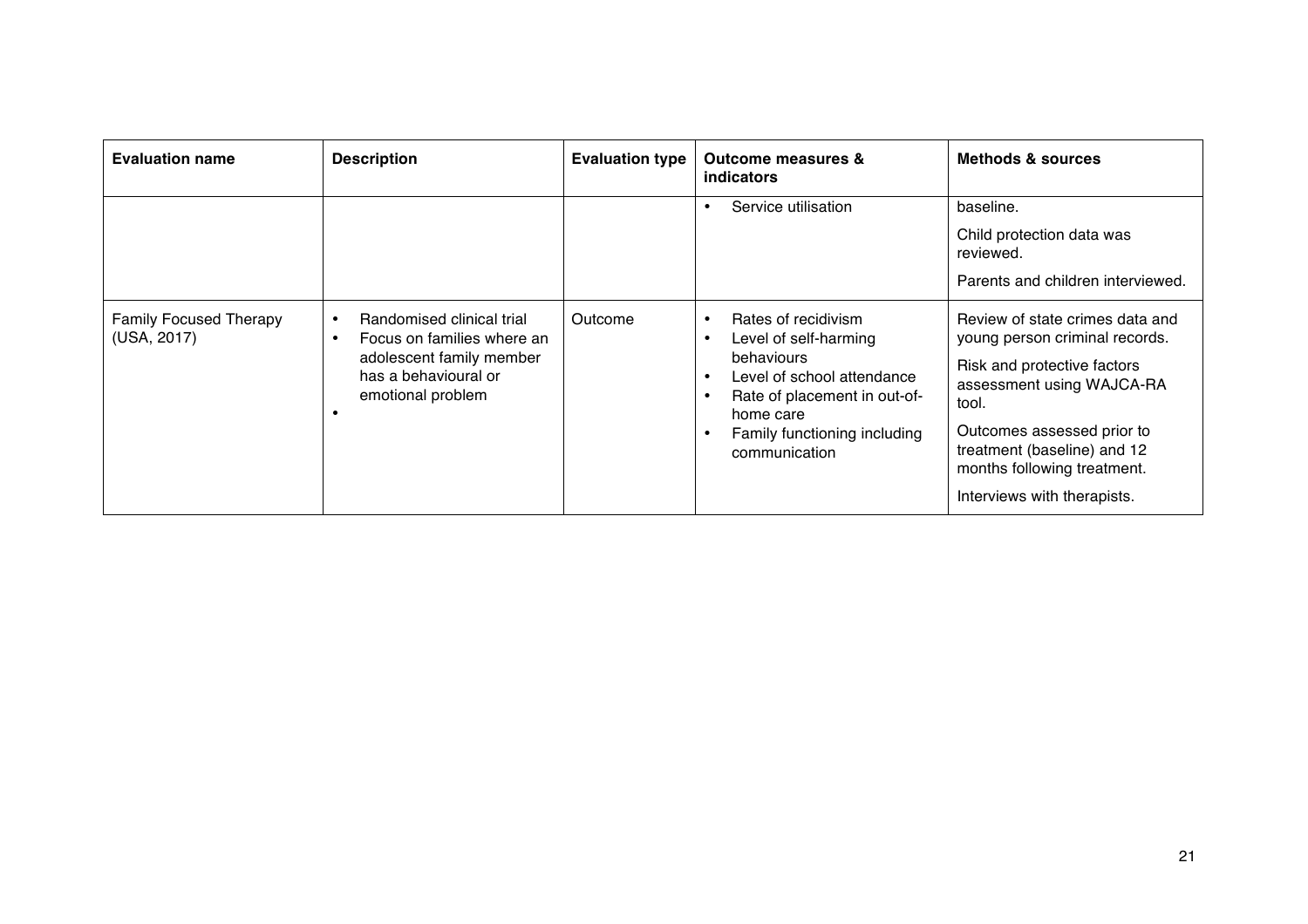| Evaluation name | Description | Evaluation type | Outcome measures & indicators | Methods & sources |
|---|---|---|---|---|
| | | | • Service utilisation | baseline.<br><br>Child protection data was reviewed.<br><br>Parents and children interviewed. |
| Family Focused Therapy (USA, 2017) | • Randomised clinical trial<br>• Focus on families where an adolescent family member has a behavioural or emotional problem<br>• | Outcome | • Rates of recidivism<br>• Level of self-harming behaviours<br>• Level of school attendance<br>• Rate of placement in out-of-home care<br>• Family functioning including communication | Review of state crimes data and young person criminal records.<br><br>Risk and protective factors assessment using WAJCA-RA tool.<br><br>Outcomes assessed prior to treatment (baseline) and 12 months following treatment.<br><br>Interviews with therapists. |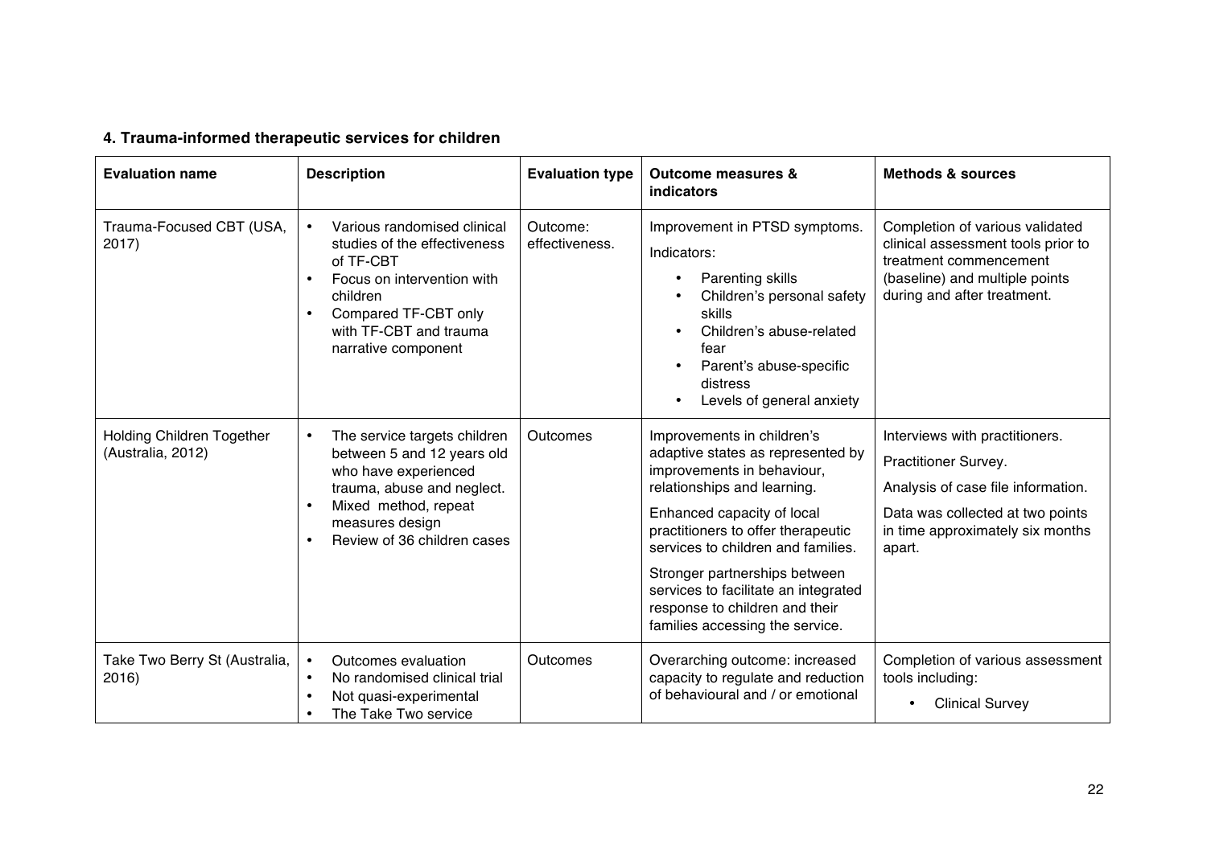### 4. Trauma-informed therapeutic services for children

| Evaluation name | Description | Evaluation type | Outcome measures & indicators | Methods & sources |
|---|---|---|---|---|
| Trauma-Focused CBT (USA, 2017) | • Various randomised clinical studies of the effectiveness of TF-CBT<br>• Focus on intervention with children<br>• Compared TF-CBT only with TF-CBT and trauma narrative component | Outcome: effectiveness. | Improvement in PTSD symptoms.<br>Indicators:<br>• Parenting skills<br>• Children's personal safety skills<br>• Children's abuse-related fear<br>• Parent's abuse-specific distress<br>• Levels of general anxiety | Completion of various validated clinical assessment tools prior to treatment commencement (baseline) and multiple points during and after treatment. |
| Holding Children Together (Australia, 2012) | • The service targets children between 5 and 12 years old who have experienced trauma, abuse and neglect.<br>• Mixed method, repeat measures design<br>• Review of 36 children cases | Outcomes | Improvements in children's adaptive states as represented by improvements in behaviour, relationships and learning.<br>Enhanced capacity of local practitioners to offer therapeutic services to children and families.<br>Stronger partnerships between services to facilitate an integrated response to children and their families accessing the service. | Interviews with practitioners.<br>Practitioner Survey.<br>Analysis of case file information.<br>Data was collected at two points in time approximately six months apart. |
| Take Two Berry St (Australia, 2016) | • Outcomes evaluation<br>• No randomised clinical trial<br>• Not quasi-experimental<br>• The Take Two service | Outcomes | Overarching outcome: increased capacity to regulate and reduction of behavioural and / or emotional | Completion of various assessment tools including:<br>• Clinical Survey |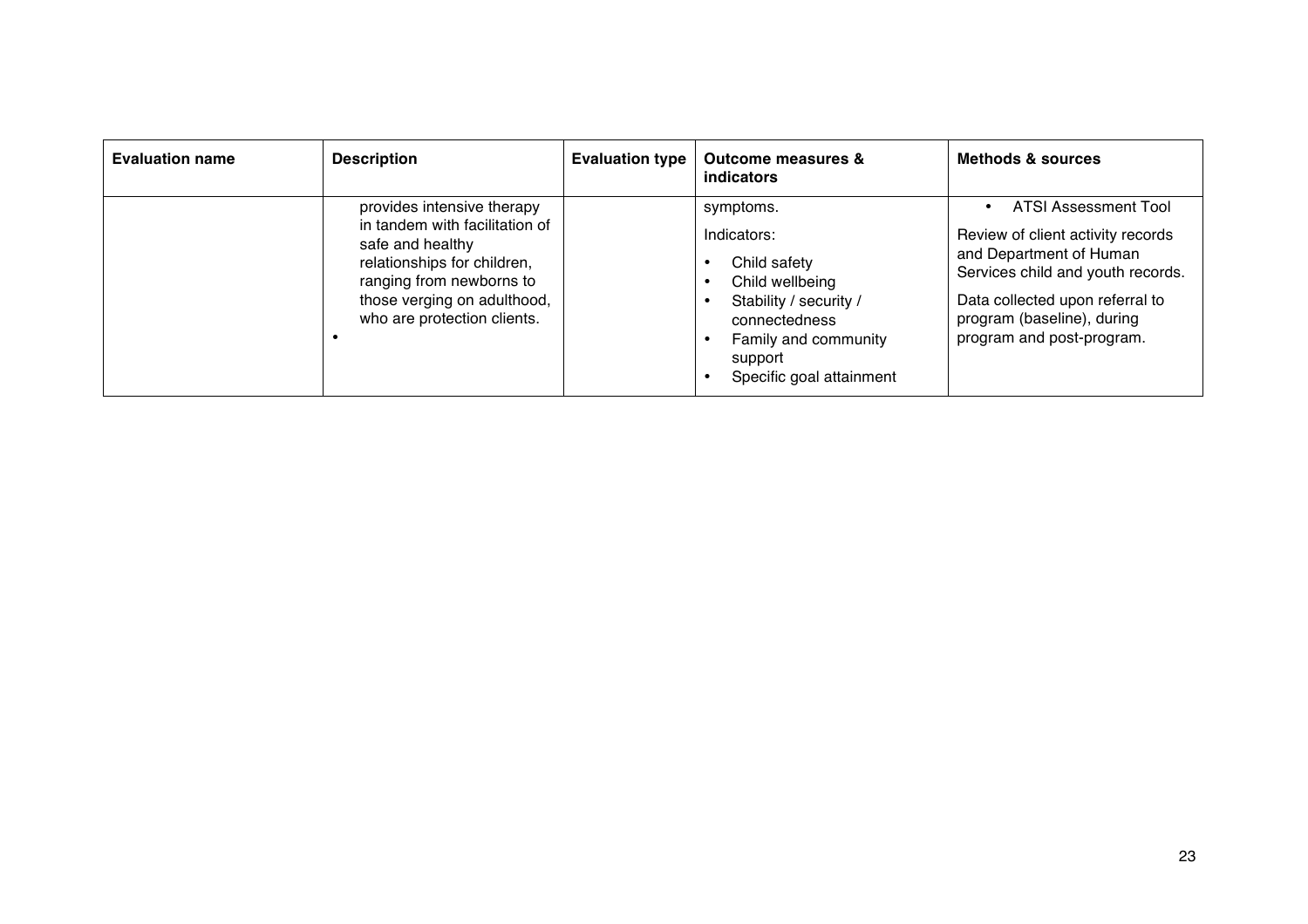| Evaluation name | Description | Evaluation type | Outcome measures & indicators | Methods & sources |
|---|---|---|---|---|
| | provides intensive therapy in tandem with facilitation of safe and healthy relationships for children, ranging from newborns to those verging on adulthood, who are protection clients.<br>• | | symptoms.<br>Indicators:<br>• Child safety<br>• Child wellbeing<br>• Stability / security / connectedness<br>• Family and community support<br>• Specific goal attainment | • ATSI Assessment Tool<br>Review of client activity records and Department of Human Services child and youth records.<br>Data collected upon referral to program (baseline), during program and post-program. |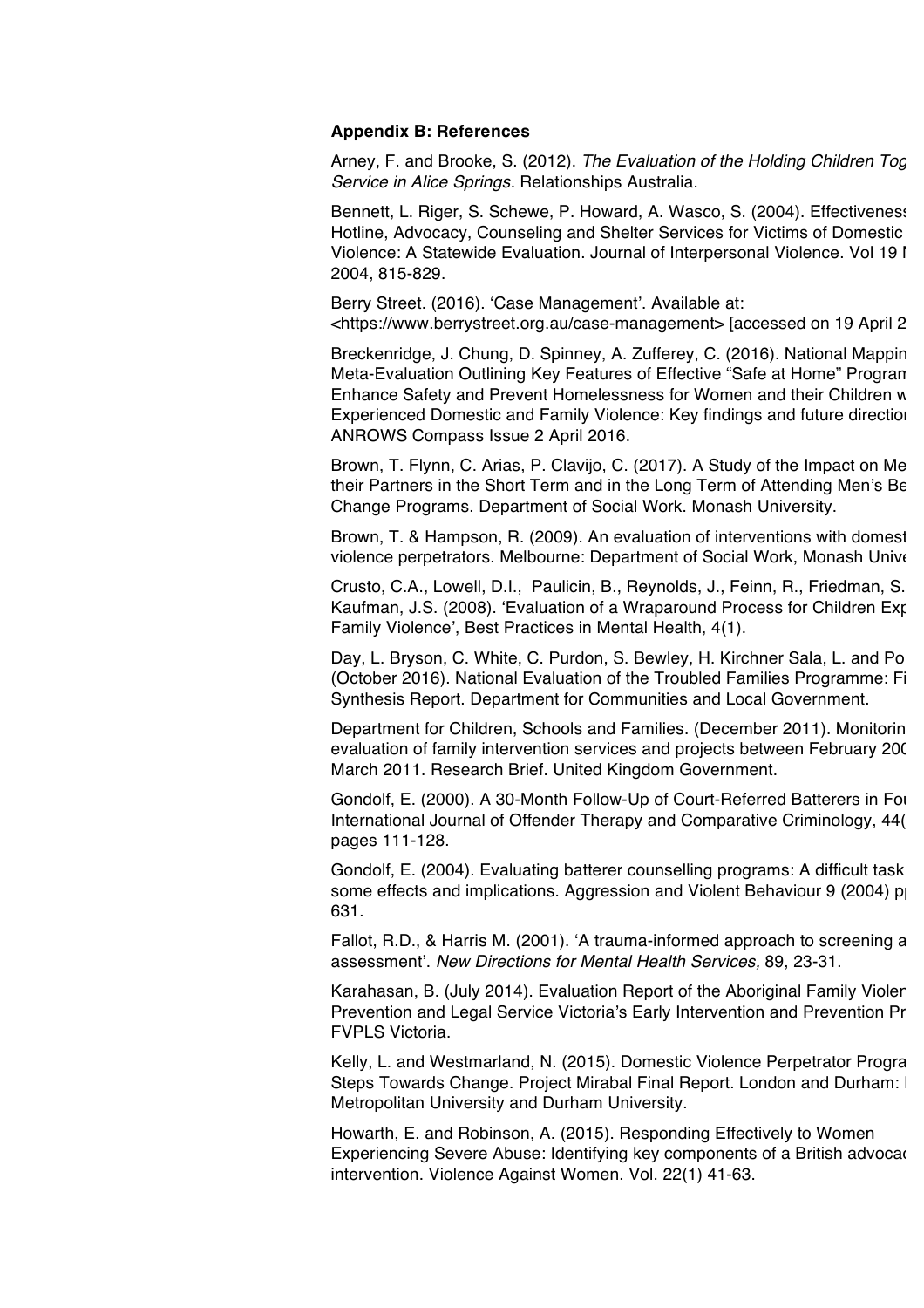## Appendix B: References

Arney, F. and Brooke, S. (2012). *The Evaluation of the Holding Children Tog Service in Alice Springs*. Relationships Australia.

Bennett, L. Riger, S. Schewe, P. Howard, A. Wasco, S. (2004). Effectiveness Hotline, Advocacy, Counseling and Shelter Services for Victims of Domestic Violence: A Statewide Evaluation. Journal of Interpersonal Violence. Vol 19 N 2004, 815-829.

Berry Street. (2016). 'Case Management'. Available at: <https://www.berrystreet.org.au/case-management> [accessed on 19 April 2

Breckenridge, J. Chung, D. Spinney, A. Zufferey, C. (2016). National Mappin Meta-Evaluation Outlining Key Features of Effective "Safe at Home" Program Enhance Safety and Prevent Homelessness for Women and their Children w Experienced Domestic and Family Violence: Key findings and future directio ANROWS Compass Issue 2 April 2016.

Brown, T. Flynn, C. Arias, P. Clavijo, C. (2017). A Study of the Impact on Me their Partners in the Short Term and in the Long Term of Attending Men's Be Change Programs. Department of Social Work. Monash University.

Brown, T. & Hampson, R. (2009). An evaluation of interventions with domest violence perpetrators. Melbourne: Department of Social Work, Monash Unive

Crusto, C.A., Lowell, D.I., Paulicin, B., Reynolds, J., Feinn, R., Friedman, S. Kaufman, J.S. (2008). 'Evaluation of a Wraparound Process for Children Exp Family Violence', Best Practices in Mental Health, 4(1).

Day, L. Bryson, C. White, C. Purdon, S. Bewley, H. Kirchner Sala, L. and Po (October 2016). National Evaluation of the Troubled Families Programme: Fi Synthesis Report. Department for Communities and Local Government.

Department for Children, Schools and Families. (December 2011). Monitorin evaluation of family intervention services and projects between February 200 March 2011. Research Brief. United Kingdom Government.

Gondolf, E. (2000). A 30-Month Follow-Up of Court-Referred Batterers in Fou International Journal of Offender Therapy and Comparative Criminology, 44( pages 111-128.

Gondolf, E. (2004). Evaluating batterer counselling programs: A difficult task some effects and implications. Aggression and Violent Behaviour 9 (2004) p 631.

Fallot, R.D., & Harris M. (2001). 'A trauma-informed approach to screening a assessment'. *New Directions for Mental Health Services,* 89, 23-31.

Karahasan, B. (July 2014). Evaluation Report of the Aboriginal Family Violen Prevention and Legal Service Victoria's Early Intervention and Prevention Pr FVPLS Victoria.

Kelly, L. and Westmarland, N. (2015). Domestic Violence Perpetrator Progra Steps Towards Change. Project Mirabal Final Report. London and Durham: Metropolitan University and Durham University.

Howarth, E. and Robinson, A. (2015). Responding Effectively to Women Experiencing Severe Abuse: Identifying key components of a British advoca intervention. Violence Against Women. Vol. 22(1) 41-63.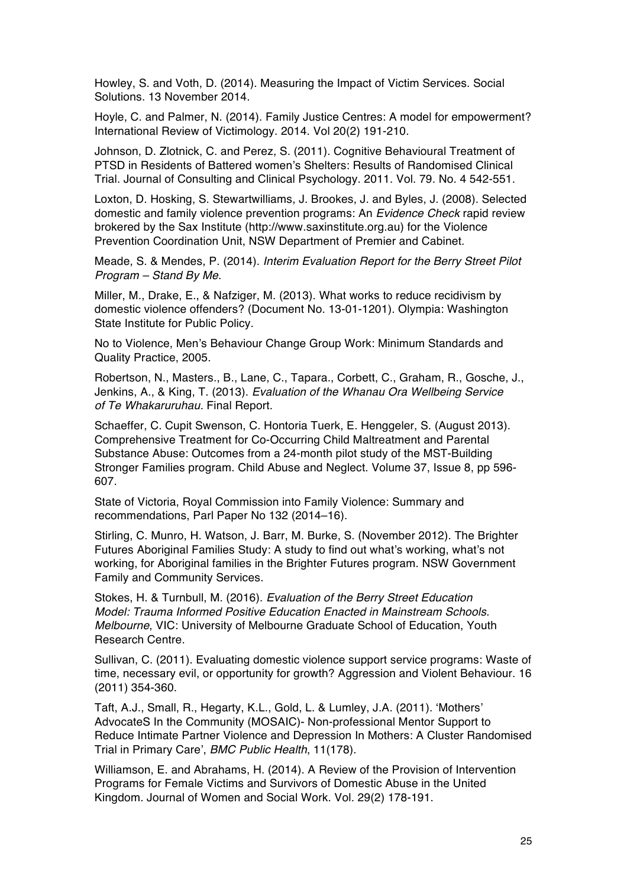Howley, S. and Voth, D. (2014). Measuring the Impact of Victim Services. Social Solutions. 13 November 2014.

Hoyle, C. and Palmer, N. (2014). Family Justice Centres: A model for empowerment? International Review of Victimology. 2014. Vol 20(2) 191-210.

Johnson, D. Zlotnick, C. and Perez, S. (2011). Cognitive Behavioural Treatment of PTSD in Residents of Battered women's Shelters: Results of Randomised Clinical Trial. Journal of Consulting and Clinical Psychology. 2011. Vol. 79. No. 4 542-551.

Loxton, D. Hosking, S. Stewartwilliams, J. Brookes, J. and Byles, J. (2008). Selected domestic and family violence prevention programs: An *Evidence Check* rapid review brokered by the Sax Institute (http://www.saxinstitute.org.au) for the Violence Prevention Coordination Unit, NSW Department of Premier and Cabinet.

Meade, S. & Mendes, P. (2014). *Interim Evaluation Report for the Berry Street Pilot Program – Stand By Me.*

Miller, M., Drake, E., & Nafziger, M. (2013). What works to reduce recidivism by domestic violence offenders? (Document No. 13-01-1201). Olympia: Washington State Institute for Public Policy.

No to Violence, Men's Behaviour Change Group Work: Minimum Standards and Quality Practice, 2005.

Robertson, N., Masters., B., Lane, C., Tapara., Corbett, C., Graham, R., Gosche, J., Jenkins, A., & King, T. (2013). *Evaluation of the Whanau Ora Wellbeing Service of Te Whakaruruhau.* Final Report.

Schaeffer, C. Cupit Swenson, C. Hontoria Tuerk, E. Henggeler, S. (August 2013). Comprehensive Treatment for Co-Occurring Child Maltreatment and Parental Substance Abuse: Outcomes from a 24-month pilot study of the MST-Building Stronger Families program. Child Abuse and Neglect. Volume 37, Issue 8, pp 596-607.

State of Victoria, Royal Commission into Family Violence: Summary and recommendations, Parl Paper No 132 (2014–16).

Stirling, C. Munro, H. Watson, J. Barr, M. Burke, S. (November 2012). The Brighter Futures Aboriginal Families Study: A study to find out what's working, what's not working, for Aboriginal families in the Brighter Futures program. NSW Government Family and Community Services.

Stokes, H. & Turnbull, M. (2016). *Evaluation of the Berry Street Education Model: Trauma Informed Positive Education Enacted in Mainstream Schools. Melbourne*, VIC: University of Melbourne Graduate School of Education, Youth Research Centre.

Sullivan, C. (2011). Evaluating domestic violence support service programs: Waste of time, necessary evil, or opportunity for growth? Aggression and Violent Behaviour. 16 (2011) 354-360.

Taft, A.J., Small, R., Hegarty, K.L., Gold, L. & Lumley, J.A. (2011). 'Mothers' AdvocateS In the Community (MOSAIC)- Non-professional Mentor Support to Reduce Intimate Partner Violence and Depression In Mothers: A Cluster Randomised Trial in Primary Care', *BMC Public Health*, 11(178).

Williamson, E. and Abrahams, H. (2014). A Review of the Provision of Intervention Programs for Female Victims and Survivors of Domestic Abuse in the United Kingdom. Journal of Women and Social Work. Vol. 29(2) 178-191.